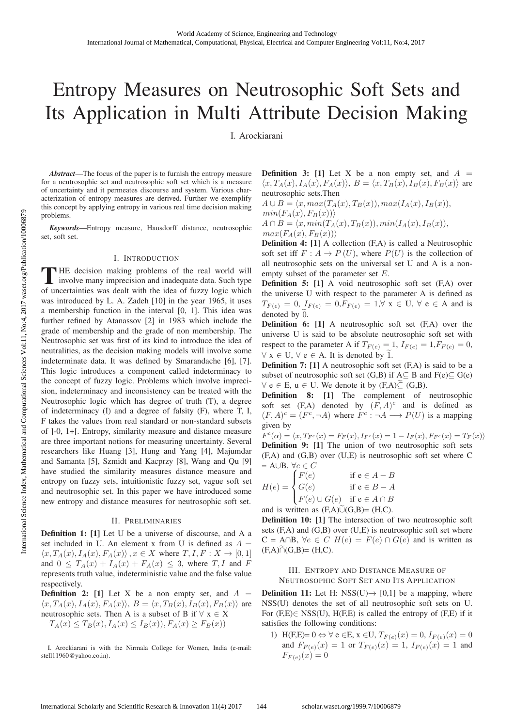# Entropy Measures on Neutrosophic Soft Sets and Its Application in Multi Attribute Decision Making

I. Arockiarani

***Abstract*—The focus of the paper is to furnish the entropy measure for a neutrosophic set and neutrosophic soft set which is a measure of uncertainty and it permeates discourse and system. Various characterization of entropy measures are derived. Further we exemplify this concept by applying entropy in various real time decision making problems.**

***Keywords*—Entropy measure, Hausdorff distance, neutrosophic set, soft set.**

## I. Introduction

THE decision making problems of the real world will involve many imprecision and inadequate data. Such type of uncertainties was dealt with the idea of fuzzy logic which was introduced by L. A. Zadeh [10] in the year 1965, it uses a membership function in the interval [0, 1]. This idea was further refined by Atanassov [2] in 1983 which include the grade of membership and the grade of non membership. The Neutrosophic set was first of its kind to introduce the idea of neutralities, as the decision making models will involve some indeterminate data. It was defined by Smarandache [6], [7]. This logic introduces a component called indeterminacy to the concept of fuzzy logic. Problems which involve imprecision, indeterminacy and inconsistency can be treated with the Neutrosophic logic which has degree of truth (T), a degree of indeterminacy (I) and a degree of falsity (F), where T, I, F takes the values from real standard or non-standard subsets of ]-0, 1+[. Entropy, similarity measure and distance measure are three important notions for measuring uncertainty. Several researchers like Huang [3], Hung and Yang [4], Majumdar and Samanta [5], Szmidt and Kacprzy [8], Wang and Qu [9] have studied the similarity measures distance measure and entropy on fuzzy sets, intuitionistic fuzzy set, vague soft set and neutrosophic set. In this paper we have introduced some new entropy and distance measures for neutrosophic soft set.

## II. Preliminaries

**Definition 1: [1]** Let U be a universe of discourse, and A a set included in U. An element x from U is defined as $A = \langle x, T_A(x), I_A(x), F_A(x)\rangle, x \in X$ where $T, I, F : X \to [0, 1]$ and $0 \leq T_A(x) + I_A(x) + F_A(x) \leq 3$, where $T, I$ and $F$ represents truth value, indeterministic value and the false value respectively.

**Definition 2: [1]** Let X be a non empty set, and $A = \langle x, T_A(x), I_A(x), F_A(x)\rangle$, $B = \langle x, T_B(x), I_B(x), F_B(x)\rangle$ are neutrosophic sets. Then A is a subset of B if ∀ x ∈ X

$T_A(x) \leq T_B(x), I_A(x) \leq I_B(x)), F_A(x) \geq F_B(x))$

**Definition 3: [1]** Let X be a non empty set, and $A = \langle x, T_A(x), I_A(x), F_A(x)\rangle$, $B = \langle x, T_B(x), I_B(x), F_B(x)\rangle$ are neutrosophic sets.Then

$A \cup B = \langle x, max(T_A(x), T_B(x)), max(I_A(x), I_B(x)), min(F_A(x), F_B(x))\rangle$

$A \cap B = \langle x, min(T_A(x), T_B(x)), min(I_A(x), I_B(x)), max(F_A(x), F_B(x))\rangle$

**Definition 4: [1]** A collection (F,A) is called a Neutrosophic soft set iff $F : A \to P(U)$, where $P(U)$ is the collection of all neutrosophic sets on the universal set U and A is a non-empty subset of the parameter set $E$.

**Definition 5: [1]** A void neutrosophic soft set (F,A) over the universe U with respect to the parameter A is defined as $T_{F(e)} = 0$, $I_{F(e)} = 0$, $F_{F(e)} = 1$, ∀ x ∈ U, ∀ e ∈ A and is denoted by $\widetilde{0}$.

**Definition 6: [1]** A neutrosophic soft set (F,A) over the universe U is said to be absolute neutrosophic soft set with respect to the parameter A if $T_{F(e)} = 1$, $I_{F(e)} = 1$, $F_{F(e)} = 0$, ∀ x ∈ U, ∀ e ∈ A. It is denoted by $\widetilde{1}$.

**Definition 7: [1]** A neutrosophic soft set (F,A) is said to be a subset of neutrosophic soft set (G,B) if A⊆ B and F(e)⊆ G(e) ∀ e ∈ E, u ∈ U. We denote it by (F,A)$\widetilde{\subseteq}$ (G,B).

**Definition 8: [1]** The complement of neutrosophic soft set (F,A) denoted by $(F, A)^c$ and is defined as $(F, A)^c = (F^c, \neg A)$ where $F^c : \neg A \longrightarrow P(U)$ is a mapping given by

$F^c(\alpha) = \langle x, T_{F^c}(x) = F_F(x), I_{F^c}(x) = 1 - I_F(x), F_{F^c}(x) = T_F(x)\rangle$

**Definition 9: [1]** The union of two neutrosophic soft sets (F,A) and (G,B) over (U,E) is neutrosophic soft set where C = A∪B, $\forall e \in C$

$$H(e) = \begin{cases} F(e) & \text{if } e \in A - B \\ G(e) & \text{if } e \in B - A \\ F(e) \cup G(e) & \text{if } e \in A \cap B \end{cases}$$

and is written as (F,A)$\widetilde{\cup}$(G,B)= (H,C).

**Definition 10: [1]** The intersection of two neutrosophic soft sets (F,A) and (G,B) over (U,E) is neutrosophic soft set where C = A∩B, $\forall e \in C$ $H(e) = F(e) \cap G(e)$ and is written as (F,A)$\widetilde{\cap}$(G,B)= (H,C).

## III. Entropy and Distance Measure of Neutrosophic Soft Set and Its Application

**Definition 11:** Let H: NSS(U)→ [0,1] be a mapping, where NSS(U) denotes the set of all neutrosophic soft sets on U. For (F,E)∈ NSS(U), H(F,E) is called the entropy of (F,E) if it satisfies the following conditions:

1) H(F,E)= 0 ⇔ ∀ e ∈E, x ∈U, $T_{F(e)}(x) = 0$, $I_{F(e)}(x) = 0$ and $F_{F(e)}(x) = 1$ or $T_{F(e)}(x) = 1$, $I_{F(e)}(x) = 1$ and $F_{F(e)}(x) = 0$

I. Arockiarani is with the Nirmala College for Women, India (e-mail: stell11960@yahoo.co.in).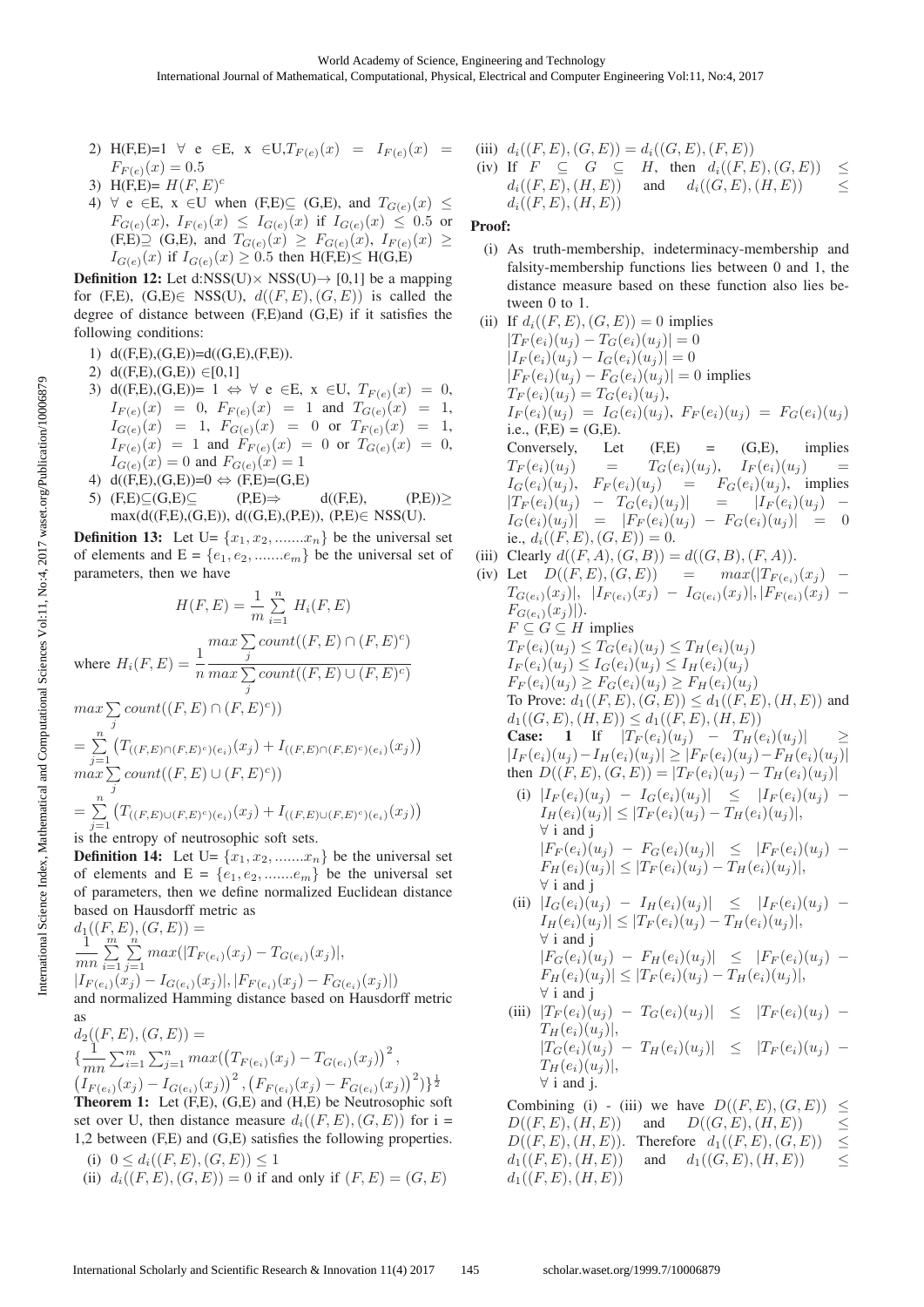2) H(F,E)=1 $\forall$ e $\in$E, x $\in$U,$T_{F(e)}(x) = I_{F(e)}(x) = F_{F(e)}(x) = 0.5$
3) H(F,E)= $H(F,E)^c$
4) $\forall$ e $\in$E, x $\in$U when (F,E)$\subseteq$ (G,E), and $T_{G(e)}(x) \leq F_{G(e)}(x)$, $I_{F(e)}(x) \leq I_{G(e)}(x)$ if $I_{G(e)}(x) \leq 0.5$ or (F,E)$\supseteq$ (G,E), and $T_{G(e)}(x) \geq F_{G(e)}(x)$, $I_{F(e)}(x) \geq I_{G(e)}(x)$ if $I_{G(e)}(x) \geq 0.5$ then H(F,E)$\leq$ H(G,E)

**Definition 12:** Let d:NSS(U)$\times$ NSS(U)$\rightarrow$ [0,1] be a mapping for (F,E), (G,E)$\in$ NSS(U), $d((F,E),(G,E))$ is called the degree of distance between (F,E)and (G,E) if it satisfies the following conditions:

1) d((F,E),(G,E))=d((G,E),(F,E)).
2) d((F,E),(G,E)) $\in$[0,1]
3) d((F,E),(G,E))= 1 $\Leftrightarrow$ $\forall$ e $\in$E, x $\in$U, $T_{F(e)}(x) = 0$, $I_{F(e)}(x) = 0$, $F_{F(e)}(x) = 1$ and $T_{G(e)}(x) = 1$, $I_{G(e)}(x) = 1$, $F_{G(e)}(x) = 0$ or $T_{F(e)}(x) = 1$, $I_{F(e)}(x) = 1$ and $F_{F(e)}(x) = 0$ or $T_{G(e)}(x) = 0$, $I_{G(e)}(x) = 0$ and $F_{G(e)}(x) = 1$
4) d((F,E),(G,E))=0 $\Leftrightarrow$ (F,E)=(G,E)
5) (F,E)$\subseteq$(G,E)$\subseteq$ (P,E)$\Rightarrow$ d((F,E), (P,E))$\geq$ max(d((F,E),(G,E)), d((G,E),(P,E)), (P,E)$\in$ NSS(U).

**Definition 13:** Let U= $\{x_1, x_2, .......x_n\}$ be the universal set of elements and E = $\{e_1, e_2, .......e_m\}$ be the universal set of parameters, then we have

$$H(F,E) = \frac{1}{m}\sum_{i=1}^{n} H_i(F,E)$$

where $H_i(F,E) = \dfrac{1}{n}\dfrac{max\sum_j count((F,E)\cap(F,E)^c)}{max\sum_j count((F,E)\cup(F,E)^c)}$

$$max\sum_j count((F,E)\cap(F,E)^c))$$
$$= \sum_{j=1}^{n}\left(T_{((F,E)\cap(F,E)^c)(e_i)}(x_j) + I_{((F,E)\cap(F,E)^c)(e_i)}(x_j)\right)$$
$$max\sum_j count((F,E)\cup(F,E)^c))$$
$$= \sum_{j=1}^{n}\left(T_{((F,E)\cup(F,E)^c)(e_i)}(x_j) + I_{((F,E)\cup(F,E)^c)(e_i)}(x_j)\right)$$

is the entropy of neutrosophic soft sets.

**Definition 14:** Let U= $\{x_1, x_2, .......x_n\}$ be the universal set of elements and E = $\{e_1, e_2, .......e_m\}$ be the universal set of parameters, then we define normalized Euclidean distance based on Hausdorff metric as

$$d_1((F,E),(G,E)) = \frac{1}{mn}\sum_{i=1}^{m}\sum_{j=1}^{n} max(|T_{F(e_i)}(x_j) - T_{G(e_i)}(x_j)|, |I_{F(e_i)}(x_j) - I_{G(e_i)}(x_j)|, |F_{F(e_i)}(x_j) - F_{G(e_i)}(x_j)|)$$

and normalized Hamming distance based on Hausdorff metric as

$$d_2((F,E),(G,E)) = \{\frac{1}{mn}\sum_{i=1}^{m}\sum_{j=1}^{n} max\big(\left(T_{F(e_i)}(x_j) - T_{G(e_i)}(x_j)\right)^2, \left(I_{F(e_i)}(x_j) - I_{G(e_i)}(x_j)\right)^2, \left(F_{F(e_i)}(x_j) - F_{G(e_i)}(x_j)\right)^2\big)\}^{\frac{1}{2}}$$

**Theorem 1:** Let (F,E), (G,E) and (H,E) be Neutrosophic soft set over U, then distance measure $d_i((F,E),(G,E))$ for i = 1,2 between (F,E) and (G,E) satisfies the following properties.

(i) $0 \leq d_i((F,E),(G,E)) \leq 1$
(ii) $d_i((F,E),(G,E)) = 0$ if and only if $(F,E) = (G,E)$
(iii) $d_i((F,E),(G,E)) = d_i((G,E),(F,E))$
(iv) If $F \subseteq G \subseteq H$, then $d_i((F,E),(G,E)) \leq d_i((F,E),(H,E))$ and $d_i((G,E),(H,E)) \leq d_i((F,E),(H,E))$

**Proof:**

(i) As truth-membership, indeterminacy-membership and falsity-membership functions lies between 0 and 1, the distance measure based on these function also lies between 0 to 1.

(ii) If $d_i((F,E),(G,E)) = 0$ implies
$|T_F(e_i)(u_j) - T_G(e_i)(u_j)| = 0$
$|I_F(e_i)(u_j) - I_G(e_i)(u_j)| = 0$
$|F_F(e_i)(u_j) - F_G(e_i)(u_j)| = 0$ implies
$T_F(e_i)(u_j) = T_G(e_i)(u_j)$,
$I_F(e_i)(u_j) = I_G(e_i)(u_j)$, $F_F(e_i)(u_j) = F_G(e_i)(u_j)$
i.e., (F,E) = (G,E).
Conversely, Let (F,E) = (G,E), implies $T_F(e_i)(u_j) = T_G(e_i)(u_j)$, $I_F(e_i)(u_j) = I_G(e_i)(u_j)$, $F_F(e_i)(u_j) = F_G(e_i)(u_j)$, implies $|T_F(e_i)(u_j) - T_G(e_i)(u_j)| = |I_F(e_i)(u_j) - I_G(e_i)(u_j)| = |F_F(e_i)(u_j) - F_G(e_i)(u_j)| = 0$
ie., $d_i((F,E),(G,E)) = 0$.

(iii) Clearly $d((F,A),(G,B)) = d((G,B),(F,A))$.

(iv) Let $D((F,E),(G,E)) = max(|T_{F(e_i)}(x_j) - T_{G(e_i)}(x_j)|, |I_{F(e_i)}(x_j) - I_{G(e_i)}(x_j)|, |F_{F(e_i)}(x_j) - F_{G(e_i)}(x_j)|)$.
$F \subseteq G \subseteq H$ implies
$T_F(e_i)(u_j) \leq T_G(e_i)(u_j) \leq T_H(e_i)(u_j)$
$I_F(e_i)(u_j) \leq I_G(e_i)(u_j) \leq I_H(e_i)(u_j)$
$F_F(e_i)(u_j) \geq F_G(e_i)(u_j) \geq F_H(e_i)(u_j)$
To Prove: $d_1((F,E),(G,E)) \leq d_1((F,E),(H,E))$ and $d_1((G,E),(H,E)) \leq d_1((F,E),(H,E))$
**Case: 1** If $|T_F(e_i)(u_j) - T_H(e_i)(u_j)| \geq |I_F(e_i)(u_j) - I_H(e_i)(u_j)| \geq |F_F(e_i)(u_j) - F_H(e_i)(u_j)|$ then $D((F,E),(G,E)) = |T_F(e_i)(u_j) - T_H(e_i)(u_j)|$

(i) $|I_F(e_i)(u_j) - I_G(e_i)(u_j)| \leq |I_F(e_i)(u_j) - I_H(e_i)(u_j)| \leq |T_F(e_i)(u_j) - T_H(e_i)(u_j)|$, $\forall$ i and j
$|F_F(e_i)(u_j) - F_G(e_i)(u_j)| \leq |F_F(e_i)(u_j) - F_H(e_i)(u_j)| \leq |T_F(e_i)(u_j) - T_H(e_i)(u_j)|$, $\forall$ i and j

(ii) $|I_G(e_i)(u_j) - I_H(e_i)(u_j)| \leq |I_F(e_i)(u_j) - I_H(e_i)(u_j)| \leq |T_F(e_i)(u_j) - T_H(e_i)(u_j)|$, $\forall$ i and j
$|F_G(e_i)(u_j) - F_H(e_i)(u_j)| \leq |F_F(e_i)(u_j) - F_H(e_i)(u_j)| \leq |T_F(e_i)(u_j) - T_H(e_i)(u_j)|$, $\forall$ i and j

(iii) $|T_F(e_i)(u_j) - T_G(e_i)(u_j)| \leq |T_F(e_i)(u_j) - T_H(e_i)(u_j)|$,
$|T_G(e_i)(u_j) - T_H(e_i)(u_j)| \leq |T_F(e_i)(u_j) - T_H(e_i)(u_j)|$,
$\forall$ i and j.

Combining (i) - (iii) we have $D((F,E),(G,E)) \leq D((F,E),(H,E))$ and $D((G,E),(H,E)) \leq D((F,E),(H,E))$. Therefore $d_1((F,E),(G,E)) \leq d_1((F,E),(H,E))$ and $d_1((G,E),(H,E)) \leq d_1((F,E),(H,E))$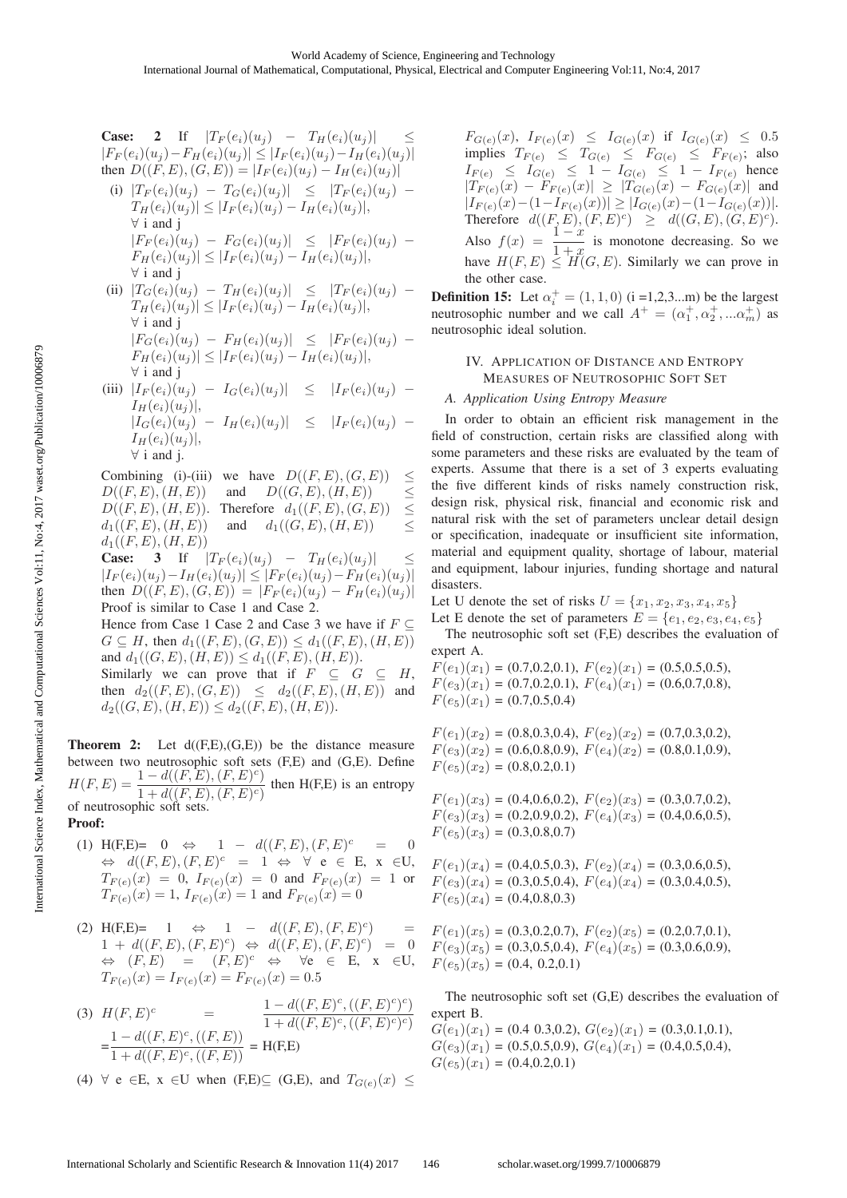**Case: 2** If $|T_F(e_i)(u_j) - T_H(e_i)(u_j)| \leq |F_F(e_i)(u_j) - F_H(e_i)(u_j)| \leq |I_F(e_i)(u_j) - I_H(e_i)(u_j)|$ then $D((F,E),(G,E)) = |I_F(e_i)(u_j) - I_H(e_i)(u_j)|$

(i) $|T_F(e_i)(u_j) - T_G(e_i)(u_j)| \leq |T_F(e_i)(u_j) - T_H(e_i)(u_j)| \leq |I_F(e_i)(u_j) - I_H(e_i)(u_j)|$, $\forall$ i and j
$|F_F(e_i)(u_j) - F_G(e_i)(u_j)| \leq |F_F(e_i)(u_j) - F_H(e_i)(u_j)| \leq |I_F(e_i)(u_j) - I_H(e_i)(u_j)|$, $\forall$ i and j

(ii) $|T_G(e_i)(u_j) - T_H(e_i)(u_j)| \leq |T_F(e_i)(u_j) - T_H(e_i)(u_j)| \leq |I_F(e_i)(u_j) - I_H(e_i)(u_j)|$, $\forall$ i and j
$|F_G(e_i)(u_j) - F_H(e_i)(u_j)| \leq |F_F(e_i)(u_j) - F_H(e_i)(u_j)| \leq |I_F(e_i)(u_j) - I_H(e_i)(u_j)|$, $\forall$ i and j

(iii) $|I_F(e_i)(u_j) - I_G(e_i)(u_j)| \leq |I_F(e_i)(u_j) - I_H(e_i)(u_j)|$,
$|I_G(e_i)(u_j) - I_H(e_i)(u_j)| \leq |I_F(e_i)(u_j) - I_H(e_i)(u_j)|$,
$\forall$ i and j.

Combining (i)-(iii) we have $D((F,E),(G,E)) \leq D((F,E),(H,E))$ and $D((G,E),(H,E)) \leq D((F,E),(H,E))$. Therefore $d_1((F,E),(G,E)) \leq d_1((F,E),(H,E))$ and $d_1((G,E),(H,E)) \leq d_1((F,E),(H,E))$

**Case: 3** If $|T_F(e_i)(u_j) - T_H(e_i)(u_j)| \leq |I_F(e_i)(u_j) - I_H(e_i)(u_j)| \leq |F_F(e_i)(u_j) - F_H(e_i)(u_j)|$ then $D((F,E),(G,E)) = |F_F(e_i)(u_j) - F_H(e_i)(u_j)|$

Proof is similar to Case 1 and Case 2.

Hence from Case 1 Case 2 and Case 3 we have if $F \subseteq G \subseteq H$, then $d_1((F,E),(G,E)) \leq d_1((F,E),(H,E))$ and $d_1((G,E),(H,E)) \leq d_1((F,E),(H,E))$.

Similarly we can prove that if $F \subseteq G \subseteq H$, then $d_2((F,E),(G,E)) \leq d_2((F,E),(H,E))$ and $d_2((G,E),(H,E)) \leq d_2((F,E),(H,E))$.

**Theorem 2:** Let d((F,E),(G,E)) be the distance measure between two neutrosophic soft sets (F,E) and (G,E). Define $H(F,E) = \dfrac{1 - d((F,E),(F,E)^c)}{1 + d((F,E),(F,E)^c)}$ then H(F,E) is an entropy of neutrosophic soft sets.

**Proof:**

(1) H(F,E)= $0 \Leftrightarrow 1 - d((F,E),(F,E)^c = 0 \Leftrightarrow d((F,E),(F,E)^c = 1 \Leftrightarrow \forall$ e $\in$ E, x $\in$U, $T_{F(e)}(x) = 0$, $I_{F(e)}(x) = 0$ and $F_{F(e)}(x) = 1$ or $T_{F(e)}(x) = 1$, $I_{F(e)}(x) = 1$ and $F_{F(e)}(x) = 0$

(2) H(F,E)= $1 \Leftrightarrow 1 - d((F,E),(F,E)^c) = 1 + d((F,E),(F,E)^c) \Leftrightarrow d((F,E),(F,E)^c) = 0 \Leftrightarrow (F,E) = (F,E)^c \Leftrightarrow \forall$e $\in$ E, x $\in$U, $T_{F(e)}(x) = I_{F(e)}(x) = F_{F(e)}(x) = 0.5$

(3) $H(F,E)^c = \dfrac{1 - d((F,E)^c,((F,E)^c)^c)}{1 + d((F,E)^c,((F,E)^c)^c)}$
$= \dfrac{1 - d((F,E)^c,((F,E))}{1 + d((F,E)^c,((F,E))}$ = H(F,E)

(4) $\forall$ e $\in$E, x $\in$U when (F,E)$\subseteq$ (G,E), and $T_{G(e)}(x) \leq F_{G(e)}(x)$, $I_{F(e)}(x) \leq I_{G(e)}(x)$ if $I_{G(e)}(x) \leq 0.5$ implies $T_{F(e)} \leq T_{G(e)} \leq F_{G(e)} \leq F_{F(e)}$; also $I_{F(e)} \leq I_{G(e)} \leq 1 - I_{G(e)} \leq 1 - I_{F(e)}$ hence $|T_{F(e)}(x) - F_{F(e)}(x)| \geq |T_{G(e)}(x) - F_{G(e)}(x)|$ and $|I_{F(e)}(x) - (1 - I_{F(e)}(x))| \geq |I_{G(e)}(x) - (1 - I_{G(e)}(x))|$. Therefore $d((F,E),(F,E)^c) \geq d((G,E),(G,E)^c)$. Also $f(x) = \dfrac{1-x}{1+x}$ is monotone decreasing. So we have $H(F,E) \leq H(G,E)$. Similarly we can prove in the other case.

**Definition 15:** Let $\alpha_i^+ = (1,1,0)$ (i =1,2,3...m) be the largest neutrosophic number and we call $A^+ = (\alpha_1^+, \alpha_2^+, ...\alpha_m^+)$ as neutrosophic ideal solution.

## IV. Application of Distance and Entropy Measures of Neutrosophic Soft Set

### A. Application Using Entropy Measure

In order to obtain an efficient risk management in the field of construction, certain risks are classified along with some parameters and these risks are evaluated by the team of experts. Assume that there is a set of 3 experts evaluating the five different kinds of risks namely construction risk, design risk, physical risk, financial and economic risk and natural risk with the set of parameters unclear detail design or specification, inadequate or insufficient site information, material and equipment quality, shortage of labour, material and equipment, labour injuries, funding shortage and natural disasters.

Let U denote the set of risks $U = \{x_1, x_2, x_3, x_4, x_5\}$
Let E denote the set of parameters $E = \{e_1, e_2, e_3, e_4, e_5\}$

The neutrosophic soft set (F,E) describes the evaluation of expert A.

$F(e_1)(x_1)$ = (0.7,0.2,0.1), $F(e_2)(x_1)$ = (0.5,0.5,0.5),
$F(e_3)(x_1)$ = (0.7,0.2,0.1), $F(e_4)(x_1)$ = (0.6,0.7,0.8),
$F(e_5)(x_1)$ = (0.7,0.5,0.4)

$F(e_1)(x_2)$ = (0.8,0.3,0.4), $F(e_2)(x_2)$ = (0.7,0.3,0.2),
$F(e_3)(x_2)$ = (0.6,0.8,0.9), $F(e_4)(x_2)$ = (0.8,0.1,0.9),
$F(e_5)(x_2)$ = (0.8,0.2,0.1)

$F(e_1)(x_3)$ = (0.4,0.6,0.2), $F(e_2)(x_3)$ = (0.3,0.7,0.2),
$F(e_3)(x_3)$ = (0.2,0.9,0.2), $F(e_4)(x_3)$ = (0.4,0.6,0.5),
$F(e_5)(x_3)$ = (0.3,0.8,0.7)

$F(e_1)(x_4)$ = (0.4,0.5,0.3), $F(e_2)(x_4)$ = (0.3,0.6,0.5),
$F(e_3)(x_4)$ = (0.3,0.5,0.4), $F(e_4)(x_4)$ = (0.3,0.4,0.5),
$F(e_5)(x_4)$ = (0.4,0.8,0.3)

$F(e_1)(x_5)$ = (0.3,0.2,0.7), $F(e_2)(x_5)$ = (0.2,0.7,0.1),
$F(e_3)(x_5)$ = (0.3,0.5,0.4), $F(e_4)(x_5)$ = (0.3,0.6,0.9),
$F(e_5)(x_5)$ = (0.4, 0.2,0.1)

The neutrosophic soft set (G,E) describes the evaluation of expert B.

$G(e_1)(x_1)$ = (0.4 0.3,0.2), $G(e_2)(x_1)$ = (0.3,0.1,0.1),
$G(e_3)(x_1)$ = (0.5,0.5,0.9), $G(e_4)(x_1)$ = (0.4,0.5,0.4),
$G(e_5)(x_1)$ = (0.4,0.2,0.1)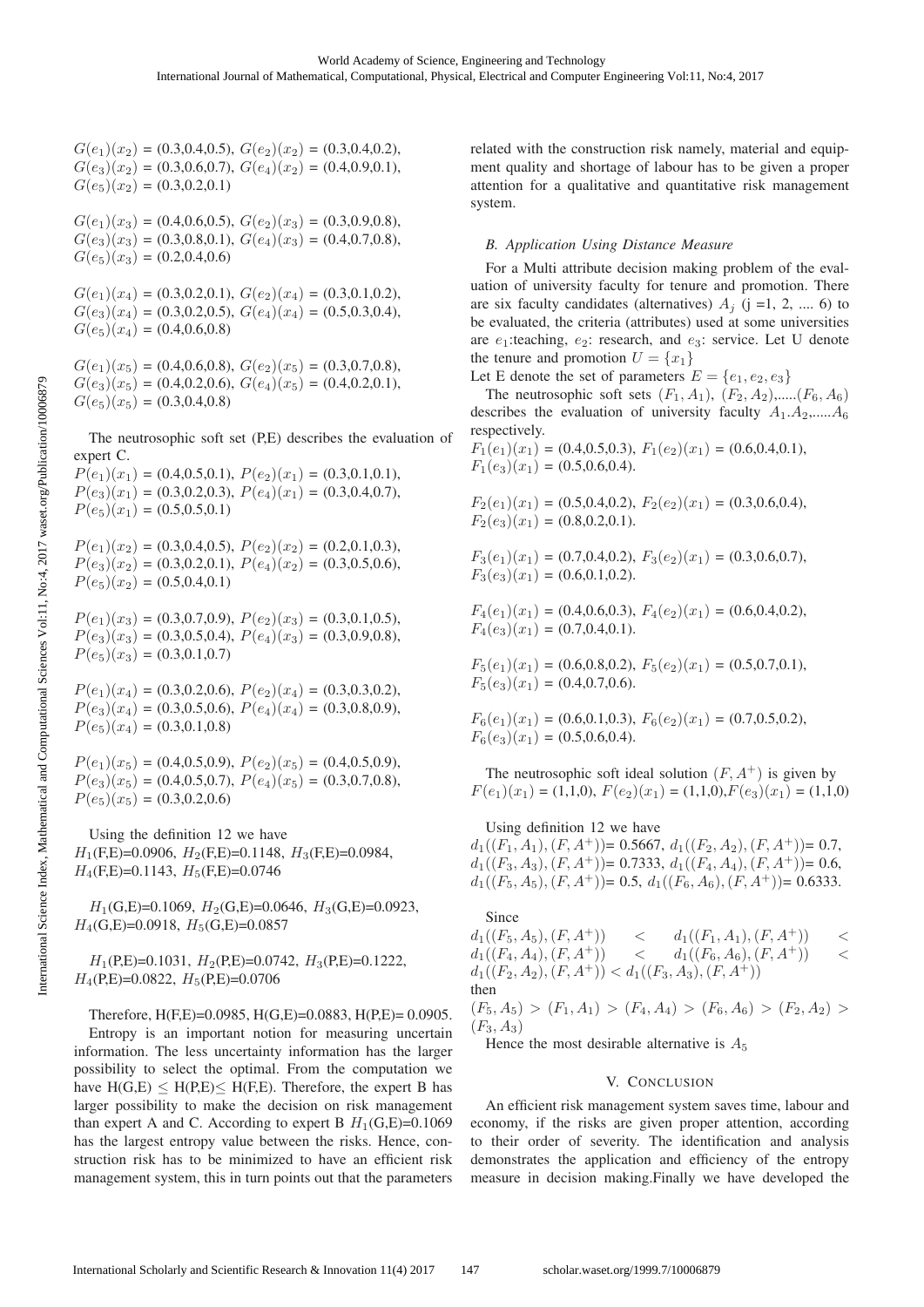$G(e_1)(x_2)$ = (0.3,0.4,0.5), $G(e_2)(x_2)$ = (0.3,0.4,0.2), $G(e_3)(x_2)$ = (0.3,0.6,0.7), $G(e_4)(x_2)$ = (0.4,0.9,0.1), $G(e_5)(x_2)$ = (0.3,0.2,0.1)

$G(e_1)(x_3)$ = (0.4,0.6,0.5), $G(e_2)(x_3)$ = (0.3,0.9,0.8), $G(e_3)(x_3)$ = (0.3,0.8,0.1), $G(e_4)(x_3)$ = (0.4,0.7,0.8), $G(e_5)(x_3)$ = (0.2,0.4,0.6)

$G(e_1)(x_4)$ = (0.3,0.2,0.1), $G(e_2)(x_4)$ = (0.3,0.1,0.2), $G(e_3)(x_4)$ = (0.3,0.2,0.5), $G(e_4)(x_4)$ = (0.5,0.3,0.4), $G(e_5)(x_4)$ = (0.4,0.6,0.8)

$G(e_1)(x_5)$ = (0.4,0.6,0.8), $G(e_2)(x_5)$ = (0.3,0.7,0.8), $G(e_3)(x_5)$ = (0.4,0.2,0.6), $G(e_4)(x_5)$ = (0.4,0.2,0.1), $G(e_5)(x_5)$ = (0.3,0.4,0.8)

The neutrosophic soft set (P,E) describes the evaluation of expert C.

$P(e_1)(x_1)$ = (0.4,0.5,0.1), $P(e_2)(x_1)$ = (0.3,0.1,0.1), $P(e_3)(x_1)$ = (0.3,0.2,0.3), $P(e_4)(x_1)$ = (0.3,0.4,0.7), $P(e_5)(x_1)$ = (0.5,0.5,0.1)

$P(e_1)(x_2)$ = (0.3,0.4,0.5), $P(e_2)(x_2)$ = (0.2,0.1,0.3), $P(e_3)(x_2)$ = (0.3,0.2,0.1), $P(e_4)(x_2)$ = (0.3,0.5,0.6), $P(e_5)(x_2)$ = (0.5,0.4,0.1)

$P(e_1)(x_3)$ = (0.3,0.7,0.9), $P(e_2)(x_3)$ = (0.3,0.1,0.5), $P(e_3)(x_3)$ = (0.3,0.5,0.4), $P(e_4)(x_3)$ = (0.3,0.9,0.8), $P(e_5)(x_3)$ = (0.3,0.1,0.7)

$P(e_1)(x_4)$ = (0.3,0.2,0.6), $P(e_2)(x_4)$ = (0.3,0.3,0.2), $P(e_3)(x_4)$ = (0.3,0.5,0.6), $P(e_4)(x_4)$ = (0.3,0.8,0.9), $P(e_5)(x_4)$ = (0.3,0.1,0.8)

$P(e_1)(x_5)$ = (0.4,0.5,0.9), $P(e_2)(x_5)$ = (0.4,0.5,0.9), $P(e_3)(x_5)$ = (0.4,0.5,0.7), $P(e_4)(x_5)$ = (0.3,0.7,0.8), $P(e_5)(x_5)$ = (0.3,0.2,0.6)

Using the definition 12 we have
$H_1$(F,E)=0.0906, $H_2$(F,E)=0.1148, $H_3$(F,E)=0.0984, $H_4$(F,E)=0.1143, $H_5$(F,E)=0.0746

$H_1$(G,E)=0.1069, $H_2$(G,E)=0.0646, $H_3$(G,E)=0.0923, $H_4$(G,E)=0.0918, $H_5$(G,E)=0.0857

$H_1$(P,E)=0.1031, $H_2$(P,E)=0.0742, $H_3$(P,E)=0.1222, $H_4$(P,E)=0.0822, $H_5$(P,E)=0.0706

Therefore, H(F,E)=0.0985, H(G,E)=0.0883, H(P,E)= 0.0905.

Entropy is an important notion for measuring uncertain information. The less uncertainty information has the larger possibility to select the optimal. From the computation we have H(G,E) $\leq$ H(P,E)$\leq$ H(F,E). Therefore, the expert B has larger possibility to make the decision on risk management than expert A and C. According to expert B $H_1$(G,E)=0.1069 has the largest entropy value between the risks. Hence, construction risk has to be minimized to have an efficient risk management system, this in turn points out that the parameters related with the construction risk namely, material and equipment quality and shortage of labour has to be given a proper attention for a qualitative and quantitative risk management system.

### B. Application Using Distance Measure

For a Multi attribute decision making problem of the evaluation of university faculty for tenure and promotion. There are six faculty candidates (alternatives) $A_j$ (j =1, 2, .... 6) to be evaluated, the criteria (attributes) used at some universities are $e_1$:teaching, $e_2$: research, and $e_3$: service. Let U denote the tenure and promotion $U = \{x_1\}$

Let E denote the set of parameters $E = \{e_1, e_2, e_3\}$

The neutrosophic soft sets $(F_1, A_1)$, $(F_2, A_2)$,.....$(F_6, A_6)$ describes the evaluation of university faculty $A_1.A_2$,.....$A_6$ respectively.

$F_1(e_1)(x_1)$ = (0.4,0.5,0.3), $F_1(e_2)(x_1)$ = (0.6,0.4,0.1), $F_1(e_3)(x_1)$ = (0.5,0.6,0.4).

$F_2(e_1)(x_1)$ = (0.5,0.4,0.2), $F_2(e_2)(x_1)$ = (0.3,0.6,0.4), $F_2(e_3)(x_1)$ = (0.8,0.2,0.1).

$F_3(e_1)(x_1)$ = (0.7,0.4,0.2), $F_3(e_2)(x_1)$ = (0.3,0.6,0.7), $F_3(e_3)(x_1)$ = (0.6,0.1,0.2).

$F_4(e_1)(x_1)$ = (0.4,0.6,0.3), $F_4(e_2)(x_1)$ = (0.6,0.4,0.2), $F_4(e_3)(x_1)$ = (0.7,0.4,0.1).

$F_5(e_1)(x_1)$ = (0.6,0.8,0.2), $F_5(e_2)(x_1)$ = (0.5,0.7,0.1), $F_5(e_3)(x_1)$ = (0.4,0.7,0.6).

$F_6(e_1)(x_1)$ = (0.6,0.1,0.3), $F_6(e_2)(x_1)$ = (0.7,0.5,0.2), $F_6(e_3)(x_1)$ = (0.5,0.6,0.4).

The neutrosophic soft ideal solution $(F, A^+)$ is given by $F(e_1)(x_1)$ = (1,1,0), $F(e_2)(x_1)$ = (1,1,0),$F(e_3)(x_1)$ = (1,1,0)

Using definition 12 we have
$d_1((F_1, A_1), (F, A^+))$= 0.5667, $d_1((F_2, A_2), (F, A^+))$= 0.7, $d_1((F_3, A_3), (F, A^+))$= 0.7333, $d_1((F_4, A_4), (F, A^+))$= 0.6, $d_1((F_5, A_5), (F, A^+))$= 0.5, $d_1((F_6, A_6), (F, A^+))$= 0.6333.

Since
$d_1((F_5, A_5), (F, A^+)) < d_1((F_1, A_1), (F, A^+)) < d_1((F_4, A_4), (F, A^+)) < d_1((F_6, A_6), (F, A^+)) < d_1((F_2, A_2), (F, A^+)) < d_1((F_3, A_3), (F, A^+))$
then
$(F_5, A_5) > (F_1, A_1) > (F_4, A_4) > (F_6, A_6) > (F_2, A_2) > (F_3, A_3)$

Hence the most desirable alternative is $A_5$

## V. Conclusion

An efficient risk management system saves time, labour and economy, if the risks are given proper attention, according to their order of severity. The identification and analysis demonstrates the application and efficiency of the entropy measure in decision making.Finally we have developed the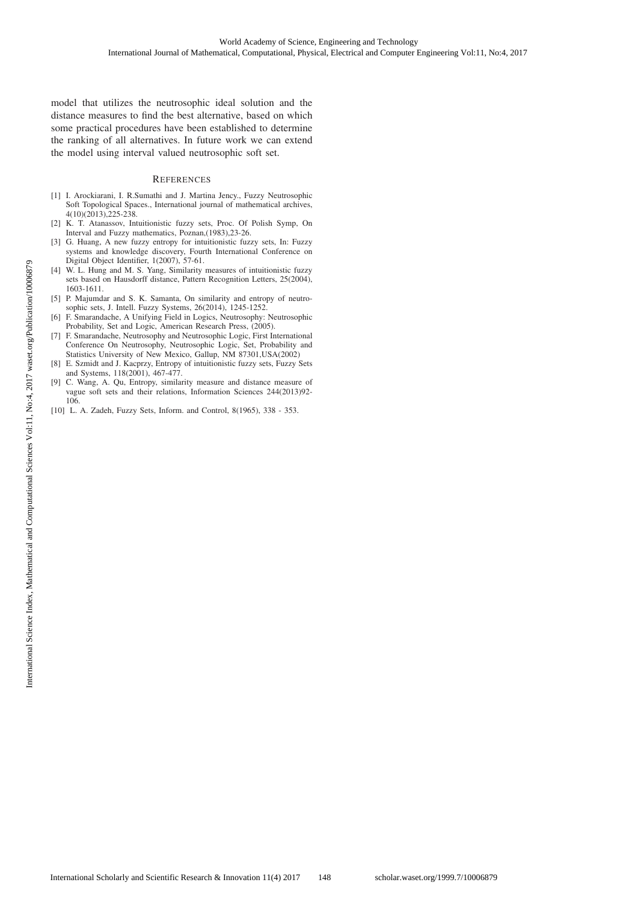model that utilizes the neutrosophic ideal solution and the distance measures to find the best alternative, based on which some practical procedures have been established to determine the ranking of all alternatives. In future work we can extend the model using interval valued neutrosophic soft set.

## REFERENCES

- [1] I. Arockiarani, I. R.Sumathi and J. Martina Jency., Fuzzy Neutrosophic Soft Topological Spaces., International journal of mathematical archives, 4(10)(2013),225-238.
- [2] K. T. Atanassov, Intuitionistic fuzzy sets, Proc. Of Polish Symp, On Interval and Fuzzy mathematics, Poznan,(1983),23-26.
- [3] G. Huang, A new fuzzy entropy for intuitionistic fuzzy sets, In: Fuzzy systems and knowledge discovery, Fourth International Conference on Digital Object Identifier, 1(2007), 57-61.
- [4] W. L. Hung and M. S. Yang, Similarity measures of intuitionistic fuzzy sets based on Hausdorff distance, Pattern Recognition Letters, 25(2004), 1603-1611.
- [5] P. Majumdar and S. K. Samanta, On similarity and entropy of neutrosophic sets, J. Intell. Fuzzy Systems, 26(2014), 1245-1252.
- [6] F. Smarandache, A Unifying Field in Logics, Neutrosophy: Neutrosophic Probability, Set and Logic, American Research Press, (2005).
- [7] F. Smarandache, Neutrosophy and Neutrosophic Logic, First International Conference On Neutrosophy, Neutrosophic Logic, Set, Probability and Statistics University of New Mexico, Gallup, NM 87301,USA(2002)
- [8] E. Szmidt and J. Kacprzy, Entropy of intuitionistic fuzzy sets, Fuzzy Sets and Systems, 118(2001), 467-477.
- [9] C. Wang, A. Qu, Entropy, similarity measure and distance measure of vague soft sets and their relations, Information Sciences 244(2013)92-106.
- [10] L. A. Zadeh, Fuzzy Sets, Inform. and Control, 8(1965), 338 - 353.